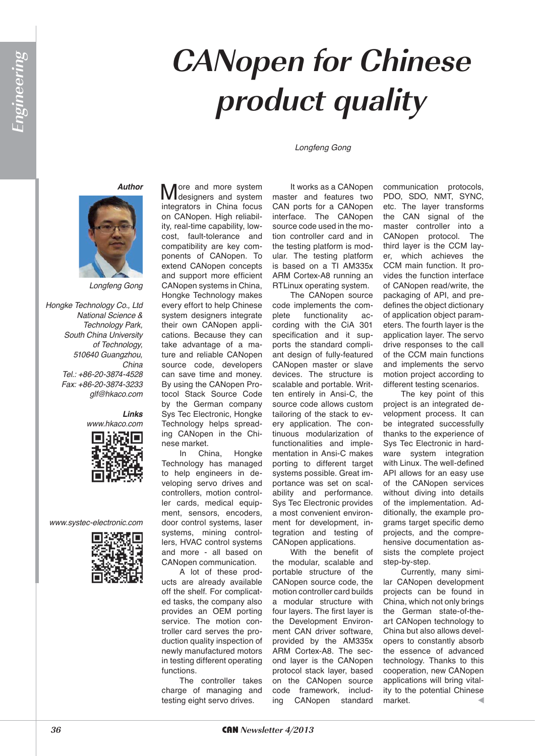# CANopen for Chinese product quality

*Longfeng Gong*

**Author**

Longfeng Gong

Hongke Technology Co., Ltd
National Science & Technology Park,
South China University of Technology,
510640 Guangzhou, China
Tel.: +86-20-3874-4528
Fax: +86-20-3874-3233
glf@hkaco.com

**Links**

www.hkaco.com

www.systec-electronic.com

More and more system designers and system integrators in China focus on CANopen. High reliability, real-time capability, low-cost, fault-tolerance and compatibility are key components of CANopen. To extend CANopen concepts and support more efficient CANopen systems in China, Hongke Technology makes every effort to help Chinese system designers integrate their own CANopen applications. Because they can take advantage of a mature and reliable CANopen source code, developers can save time and money. By using the CANopen Protocol Stack Source Code by the German company Sys Tec Electronic, Hongke Technology helps spreading CANopen in the Chinese market.

In China, Hongke Technology has managed to help engineers in developing servo drives and controllers, motion controller cards, medical equipment, sensors, encoders, door control systems, laser systems, mining controllers, HVAC control systems and more - all based on CANopen communication.

A lot of these products are already available off the shelf. For complicated tasks, the company also provides an OEM porting service. The motion controller card serves the production quality inspection of newly manufactured motors in testing different operating functions.

The controller takes charge of managing and testing eight servo drives. It works as a CANopen master and features two CAN ports for a CANopen interface. The CANopen source code used in the motion controller card and in the testing platform is modular. The testing platform is based on a TI AM335x ARM Cortex-A8 running an RTLinux operating system.

The CANopen source code implements the complete functionality according with the CiA 301 specification and it supports the standard compliant design of fully-featured CANopen master or slave devices. The structure is scalable and portable. Written entirely in Ansi-C, the source code allows custom tailoring of the stack to every application. The continuous modularization of functionalities and implementation in Ansi-C makes porting to different target systems possible. Great importance was set on scalability and performance. Sys Tec Electronic provides a most convenient environment for development, integration and testing of CANopen applications.

With the benefit of the modular, scalable and portable structure of the CANopen source code, the motion controller card builds a modular structure with four layers. The first layer is the Development Environment CAN driver software, provided by the AM335x ARM Cortex-A8. The second layer is the CANopen protocol stack layer, based on the CANopen source code framework, including CANopen standard communication protocols, PDO, SDO, NMT, SYNC, etc. The layer transforms the CAN signal of the master controller into a CANopen protocol. The third layer is the CCM layer, which achieves the CCM main function. It provides the function interface of CANopen read/write, the packaging of API, and predefines the object dictionary of application object parameters. The fourth layer is the application layer. The servo drive responses to the call of the CCM main functions and implements the servo motion project according to different testing scenarios.

The key point of this project is an integrated development process. It can be integrated successfully thanks to the experience of Sys Tec Electronic in hardware system integration with Linux. The well-defined API allows for an easy use of the CANopen services without diving into details of the implementation. Additionally, the example programs target specific demo projects, and the comprehensive documentation assists the complete project step-by-step.

Currently, many similar CANopen development projects can be found in China, which not only brings the German state-of-the-art CANopen technology to China but also allows developers to constantly absorb the essence of advanced technology. Thanks to this cooperation, new CANopen applications will bring vitality to the potential Chinese market.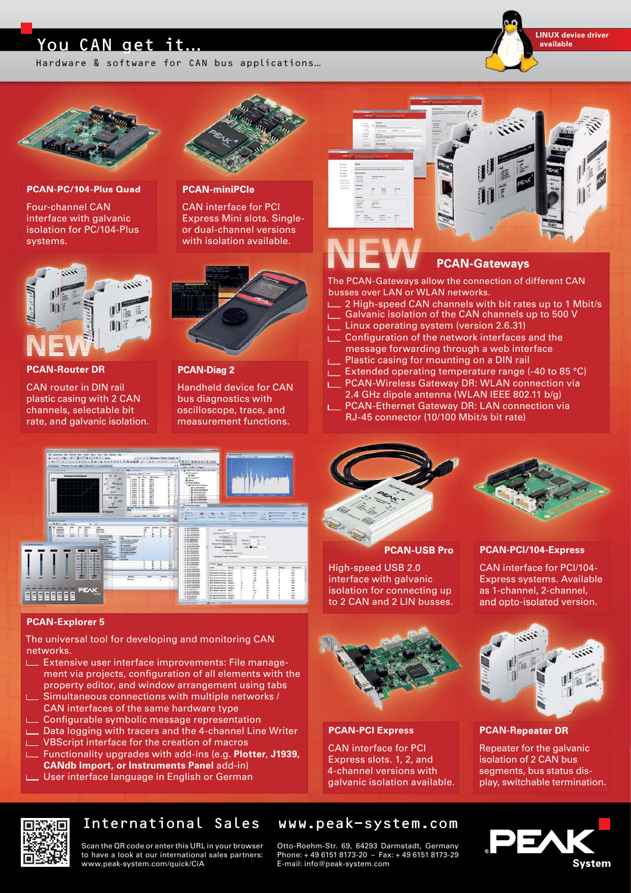# You CAN get it…

Hardware & software for CAN bus applications…

LINUX device driver available

### PCAN-PC/104-Plus Quad

Four-channel CAN interface with galvanic isolation for PC/104-Plus systems.

### PCAN-miniPCIe

CAN interface for PCI Express Mini slots. Single- or dual-channel versions with isolation available.

NEW

### PCAN-Gateways

The PCAN-Gateways allow the connection of different CAN busses over LAN or WLAN networks.

- 2 High-speed CAN channels with bit rates up to 1 Mbit/s
- Galvanic isolation of the CAN channels up to 500 V
- Linux operating system (version 2.6.31)
- Configuration of the network interfaces and the message forwarding through a web interface
- Plastic casing for mounting on a DIN rail
- Extended operating temperature range (-40 to 85 °C)
- PCAN-Wireless Gateway DR: WLAN connection via 2.4 GHz dipole antenna (WLAN IEEE 802.11 b/g)
- PCAN-Ethernet Gateway DR: LAN connection via RJ-45 connector (10/100 Mbit/s bit rate)

NEW

### PCAN-Router DR

CAN router in DIN rail plastic casing with 2 CAN channels, selectable bit rate, and galvanic isolation.

### PCAN-Diag 2

Handheld device for CAN bus diagnostics with oscilloscope, trace, and measurement functions.

### PCAN-Explorer 5

The universal tool for developing and monitoring CAN networks.

- Extensive user interface improvements: File management via projects, configuration of all elements with the property editor, and window arrangement using tabs
- Simultaneous connections with multiple networks / CAN interfaces of the same hardware type
- Configurable symbolic message representation
- Data logging with tracers and the 4-channel Line Writer
- VBScript interface for the creation of macros
- Functionality upgrades with add-ins (e.g. **Plotter**, **J1939**, **CANdb Import, or Instruments Panel** add-in)
- User interface language in English or German

### PCAN-USB Pro

High-speed USB 2.0 interface with galvanic isolation for connecting up to 2 CAN and 2 LIN busses.

### PCAN-PCI/104-Express

CAN interface for PCI/104-Express systems. Available as 1-channel, 2-channel, and opto-isolated version.

### PCAN-PCI Express

CAN interface for PCI Express slots. 1, 2, and 4-channel versions with galvanic isolation available.

### PCAN-Repeater DR

Repeater for the galvanic isolation of 2 CAN bus segments, bus status display, switchable termination.

## International Sales

Scan the QR code or enter this URL in your browser to have a look at our international sales partners: www.peak-system.com/quick/CiA

## www.peak-system.com

Otto-Roehm-Str. 69, 64293 Darmstadt, Germany
Phone: + 49 6151 8173-20 – Fax: + 49 6151 8173-29
E-mail: info@peak-system.com

PEAK System